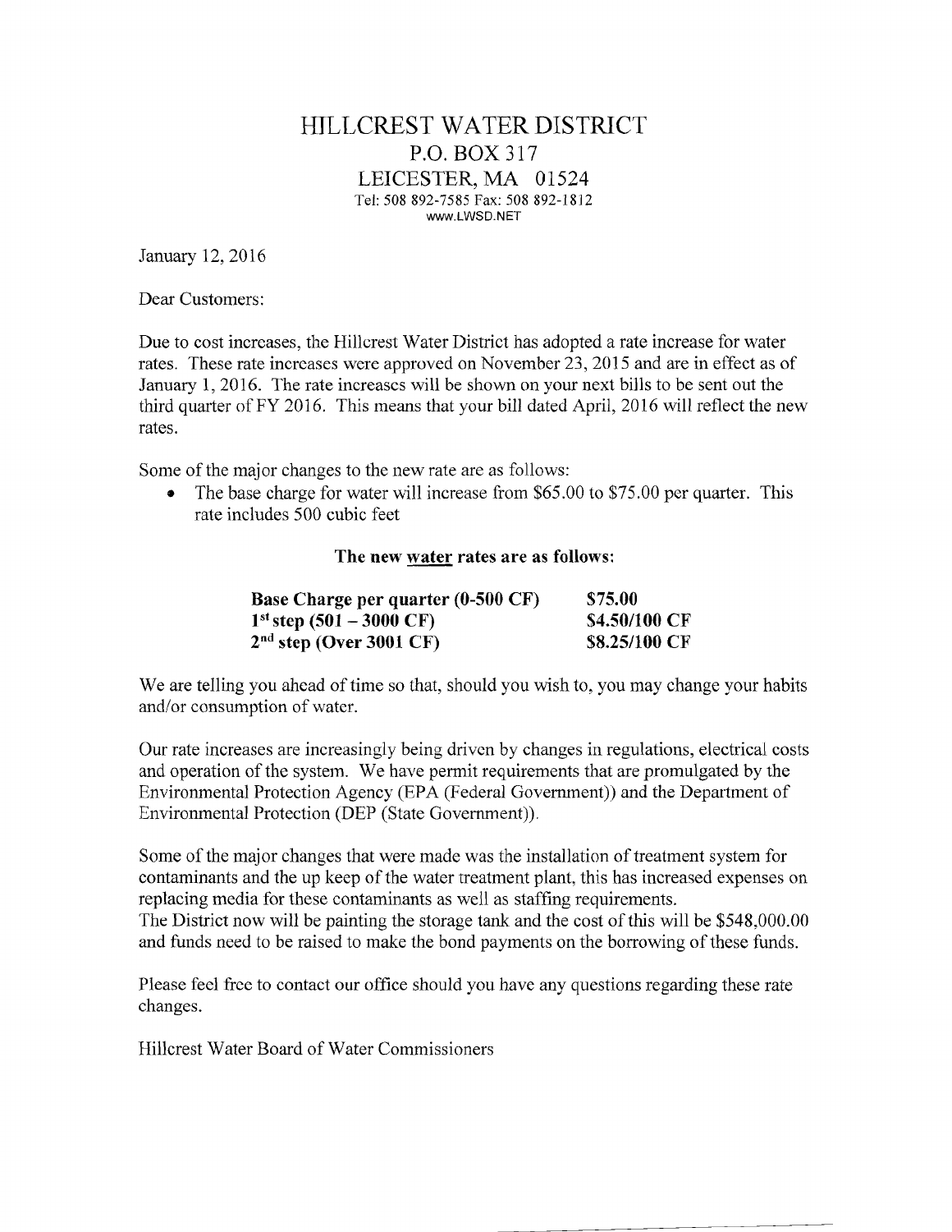# HILLCREST WATER DISTRICT

P.O. BOX 317
LEICESTER, MA 01524
Tel: 508 892-7585 Fax: 508 892-1812
www.LWSD.NET

January 12, 2016

Dear Customers:

Due to cost increases, the Hillcrest Water District has adopted a rate increase for water rates. These rate increases were approved on November 23, 2015 and are in effect as of January 1, 2016. The rate increases will be shown on your next bills to be sent out the third quarter of FY 2016. This means that your bill dated April, 2016 will reflect the new rates.

Some of the major changes to the new rate are as follows:

- The base charge for water will increase from $65.00 to $75.00 per quarter. This rate includes 500 cubic feet

**The new water rates are as follows:**

| | |
|---|---|
| **Base Charge per quarter (0-500 CF)** | **$75.00** |
| **1st step (501 – 3000 CF)** | **$4.50/100 CF** |
| **2nd step (Over 3001 CF)** | **$8.25/100 CF** |

We are telling you ahead of time so that, should you wish to, you may change your habits and/or consumption of water.

Our rate increases are increasingly being driven by changes in regulations, electrical costs and operation of the system. We have permit requirements that are promulgated by the Environmental Protection Agency (EPA (Federal Government)) and the Department of Environmental Protection (DEP (State Government)).

Some of the major changes that were made was the installation of treatment system for contaminants and the up keep of the water treatment plant, this has increased expenses on replacing media for these contaminants as well as staffing requirements.
The District now will be painting the storage tank and the cost of this will be $548,000.00 and funds need to be raised to make the bond payments on the borrowing of these funds.

Please feel free to contact our office should you have any questions regarding these rate changes.

Hillcrest Water Board of Water Commissioners